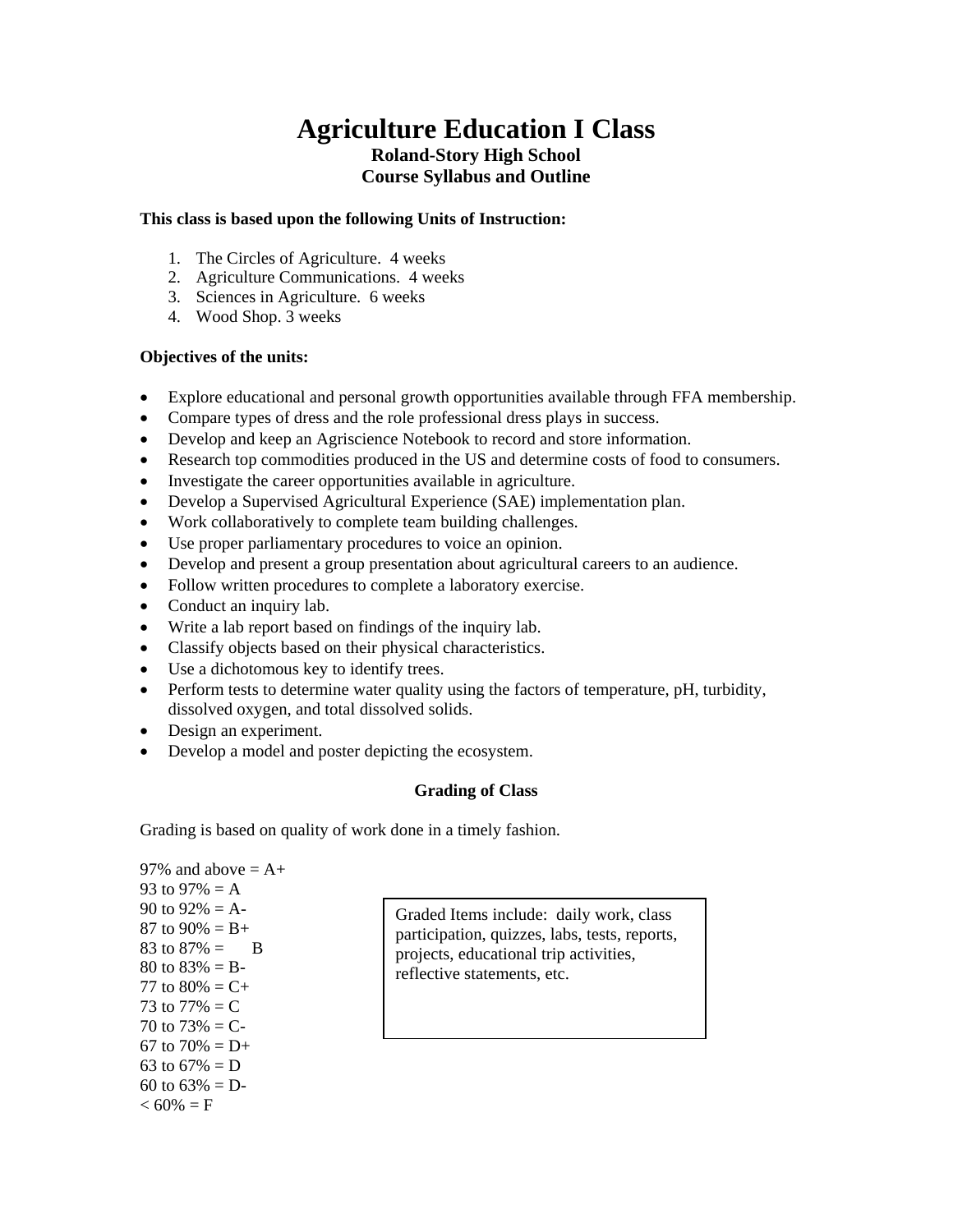# Agriculture Education I Class

## Roland-Story High School
## Course Syllabus and Outline

**This class is based upon the following Units of Instruction:**

1. The Circles of Agriculture. 4 weeks
2. Agriculture Communications. 4 weeks
3. Sciences in Agriculture. 6 weeks
4. Wood Shop. 3 weeks

**Objectives of the units:**

- Explore educational and personal growth opportunities available through FFA membership.
- Compare types of dress and the role professional dress plays in success.
- Develop and keep an Agriscience Notebook to record and store information.
- Research top commodities produced in the US and determine costs of food to consumers.
- Investigate the career opportunities available in agriculture.
- Develop a Supervised Agricultural Experience (SAE) implementation plan.
- Work collaboratively to complete team building challenges.
- Use proper parliamentary procedures to voice an opinion.
- Develop and present a group presentation about agricultural careers to an audience.
- Follow written procedures to complete a laboratory exercise.
- Conduct an inquiry lab.
- Write a lab report based on findings of the inquiry lab.
- Classify objects based on their physical characteristics.
- Use a dichotomous key to identify trees.
- Perform tests to determine water quality using the factors of temperature, pH, turbidity, dissolved oxygen, and total dissolved solids.
- Design an experiment.
- Develop a model and poster depicting the ecosystem.

**Grading of Class**

Grading is based on quality of work done in a timely fashion.

97% and above = A+
93 to 97% = A
90 to 92% = A-
87 to 90% = B+
83 to 87% = B
80 to 83% = B-
77 to 80% = C+
73 to 77% = C
70 to 73% = C-
67 to 70% = D+
63 to 67% = D
60 to 63% = D-
< 60% = F

Graded Items include: daily work, class participation, quizzes, labs, tests, reports, projects, educational trip activities, reflective statements, etc.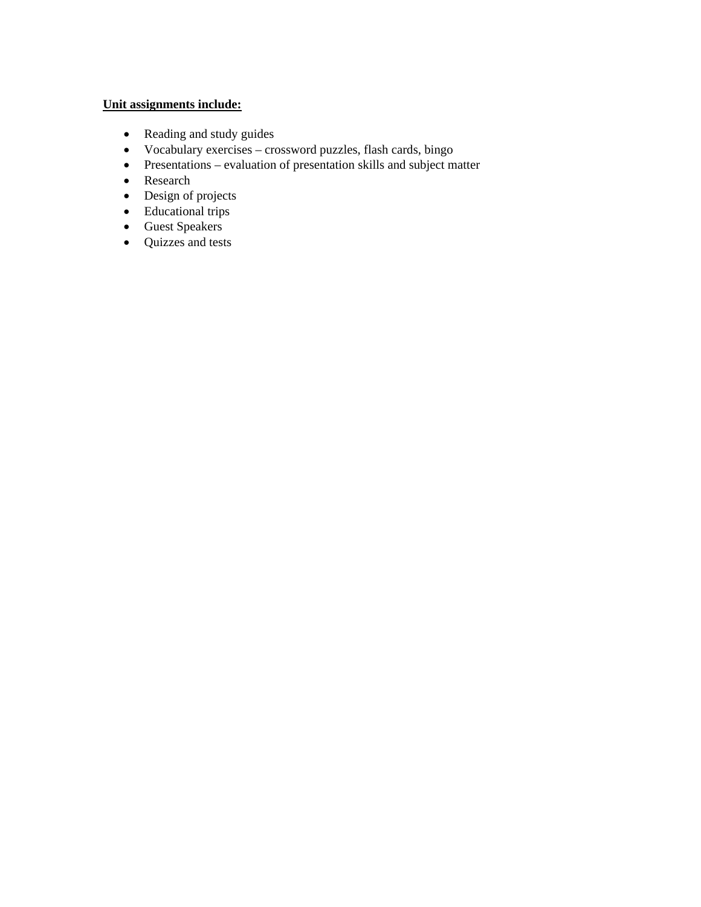**Unit assignments include:**

- Reading and study guides
- Vocabulary exercises – crossword puzzles, flash cards, bingo
- Presentations – evaluation of presentation skills and subject matter
- Research
- Design of projects
- Educational trips
- Guest Speakers
- Quizzes and tests